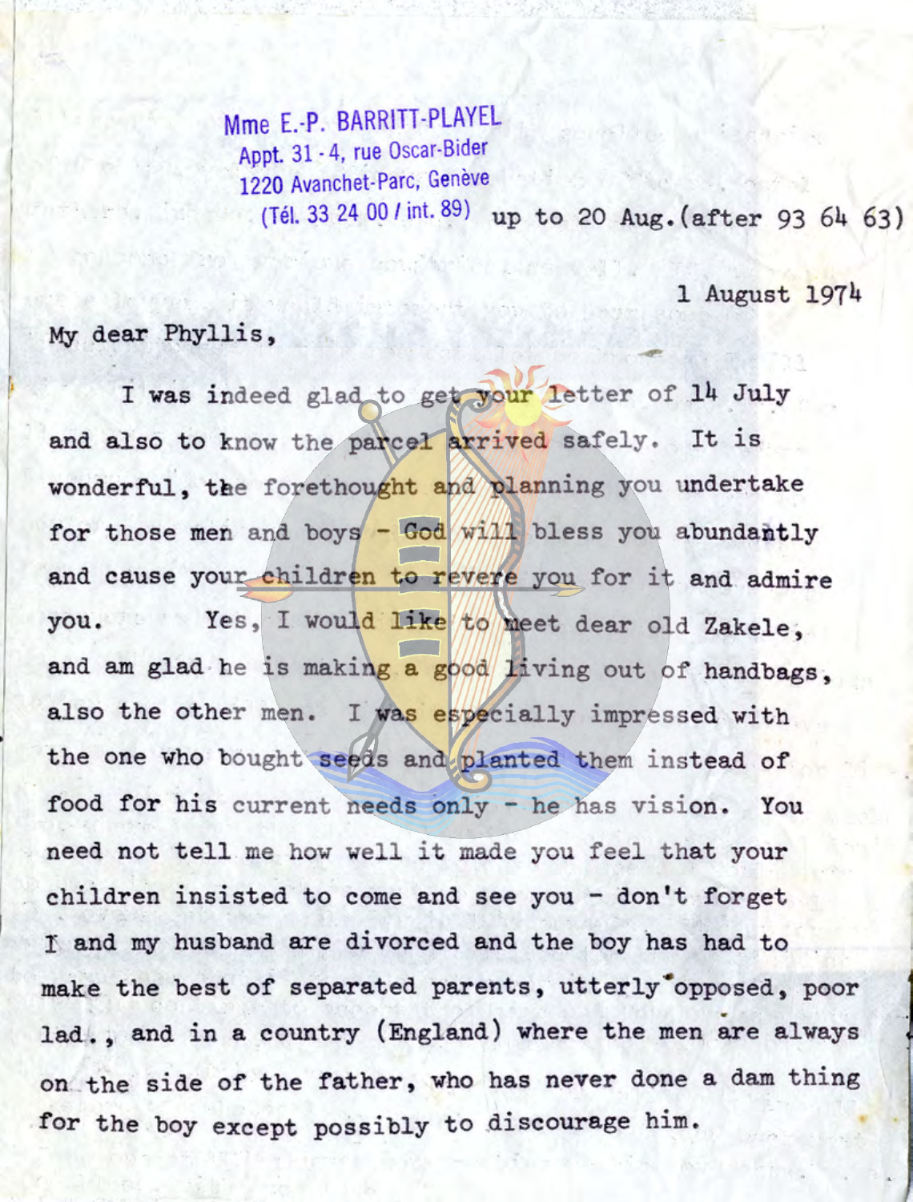Mme E.-P. BARRITT-PLAYEL
Appt. 31 - 4, rue Oscar-Bider
1220 Avanchet-Parc, Genève
(Tél. 33 24 00 / int. 89) up to 20 Aug.(after 93 64 63)

1 August 1974

My dear Phyllis,

I was indeed glad to get your letter of 14 July and also to know the parcel arrived safely. It is wonderful, the forethought and planning you undertake for those men and boys - God will bless you abundantly and cause your children to revere you for it and admire you. Yes, I would like to meet dear old Zakele, and am glad he is making a good living out of handbags, also the other men. I was especially impressed with the one who bought seeds and planted them instead of food for his current needs only - he has vision. You need not tell me how well it made you feel that your children insisted to come and see you - don't forget I and my husband are divorced and the boy has had to make the best of separated parents, utterly opposed, poor lad., and in a country (England) where the men are always on the side of the father, who has never done a dam thing for the boy except possibly to discourage him.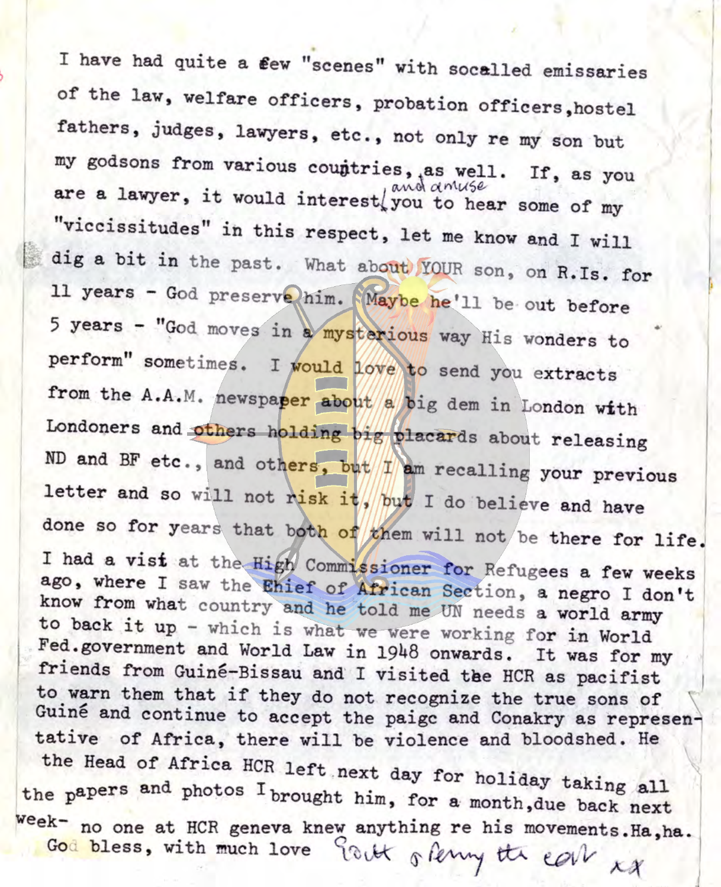I have had quite a few "scenes" with socalled emissaries of the law, welfare officers, probation officers, hostel fathers, judges, lawyers, etc., not only re my son but my godsons from various countries, as well. If, as you are a lawyer, it would interest and amuse you to hear some of my "viccissitudes" in this respect, let me know and I will dig a bit in the past. What about YOUR son, on R.Is. for 11 years - God preserve him. Maybe he'll be out before 5 years - "God moves in a mysterious way His wonders to perform" sometimes. I would love to send you extracts from the A.A.M. newspaper about a big dem in London with Londoners and others holding big placards about releasing ND and BF etc., and others, but I am recalling your previous letter and so will not risk it, but I do believe and have done so for years that both of them will not be there for life.

I had a visit at the High Commissioner for Refugees a few weeks ago, where I saw the Chief of African Section, a negro I don't know from what country and he told me UN needs a world army to back it up - which is what we were working for in World Fed.government and World Law in 1948 onwards. It was for my friends from Guiné-Bissau and I visited the HCR as pacifist to warn them that if they do not recognize the true sons of Guiné and continue to accept the paigc and Conakry as representative of Africa, there will be violence and bloodshed. He the Head of Africa HCR left next day for holiday taking all the papers and photos I brought him, for a month, due back next week- no one at HCR geneva knew anything re his movements. Ha,ha.

God bless, with much love Edith & Penny the cat xx